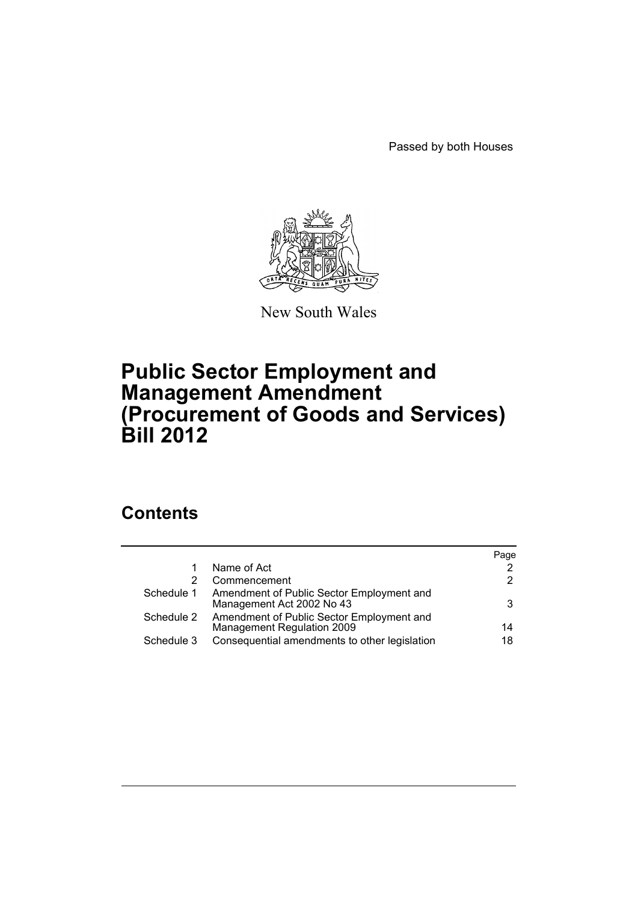Passed by both Houses

New South Wales

# Public Sector Employment and Management Amendment (Procurement of Goods and Services) Bill 2012

## Contents

| | | Page |
|---|---|---|
| 1 | Name of Act | 2 |
| 2 | Commencement | 2 |
| Schedule 1 | Amendment of Public Sector Employment and Management Act 2002 No 43 | 3 |
| Schedule 2 | Amendment of Public Sector Employment and Management Regulation 2009 | 14 |
| Schedule 3 | Consequential amendments to other legislation | 18 |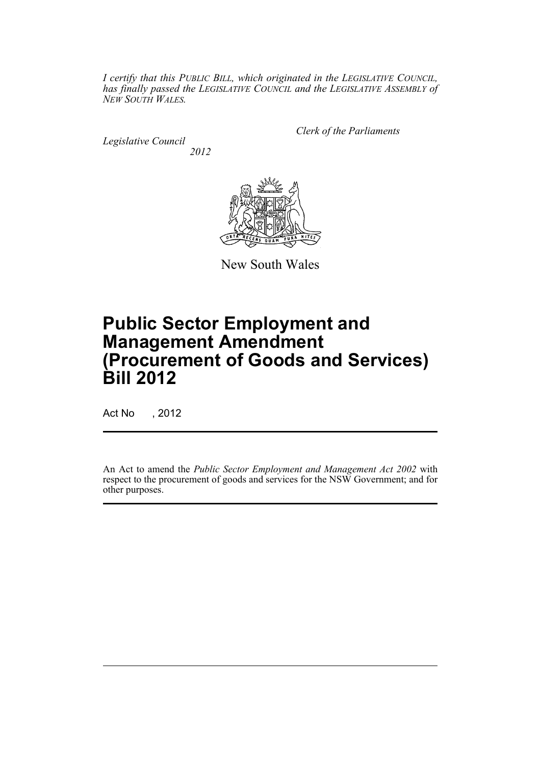*I certify that this PUBLIC BILL, which originated in the LEGISLATIVE COUNCIL, has finally passed the LEGISLATIVE COUNCIL and the LEGISLATIVE ASSEMBLY of NEW SOUTH WALES.*

*Clerk of the Parliaments*

*Legislative Council*

*2012*

New South Wales

# Public Sector Employment and Management Amendment (Procurement of Goods and Services) Bill 2012

Act No , 2012

An Act to amend the *Public Sector Employment and Management Act 2002* with respect to the procurement of goods and services for the NSW Government; and for other purposes.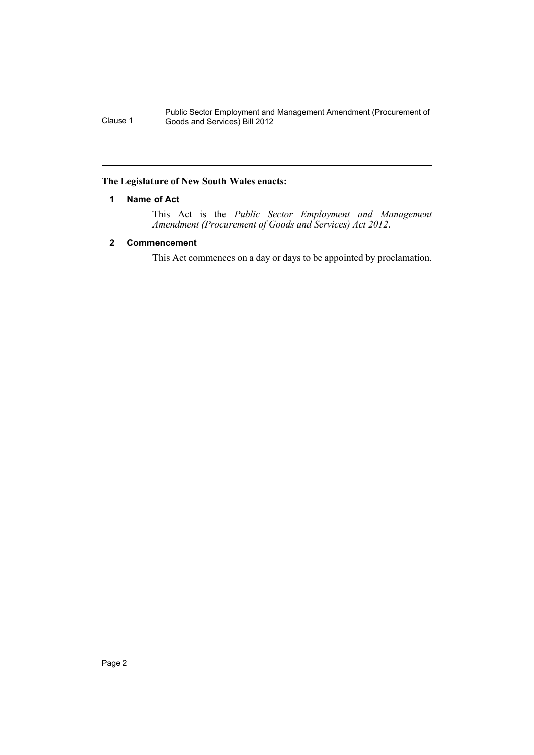**The Legislature of New South Wales enacts:**

## 1 Name of Act

This Act is the *Public Sector Employment and Management Amendment (Procurement of Goods and Services) Act 2012*.

## 2 Commencement

This Act commences on a day or days to be appointed by proclamation.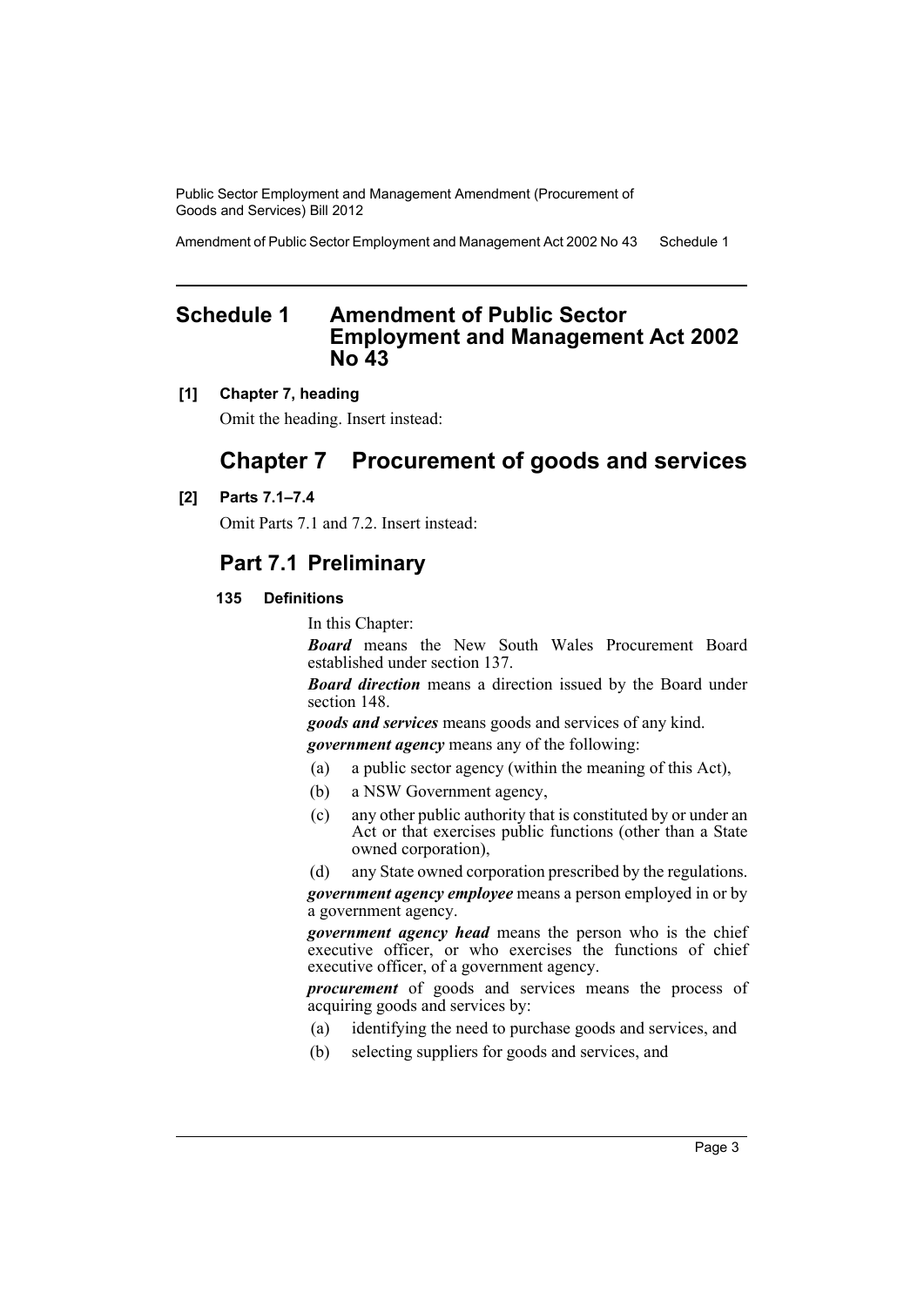# Schedule 1 Amendment of Public Sector Employment and Management Act 2002 No 43

**[1] Chapter 7, heading**

Omit the heading. Insert instead:

## Chapter 7 Procurement of goods and services

**[2] Parts 7.1–7.4**

Omit Parts 7.1 and 7.2. Insert instead:

## Part 7.1 Preliminary

### 135 Definitions

In this Chapter:

***Board*** means the New South Wales Procurement Board established under section 137.

***Board direction*** means a direction issued by the Board under section 148.

***goods and services*** means goods and services of any kind.

***government agency*** means any of the following:

(a) a public sector agency (within the meaning of this Act),

(b) a NSW Government agency,

(c) any other public authority that is constituted by or under an Act or that exercises public functions (other than a State owned corporation),

(d) any State owned corporation prescribed by the regulations.

***government agency employee*** means a person employed in or by a government agency.

***government agency head*** means the person who is the chief executive officer, or who exercises the functions of chief executive officer, of a government agency.

***procurement*** of goods and services means the process of acquiring goods and services by:

(a) identifying the need to purchase goods and services, and

(b) selecting suppliers for goods and services, and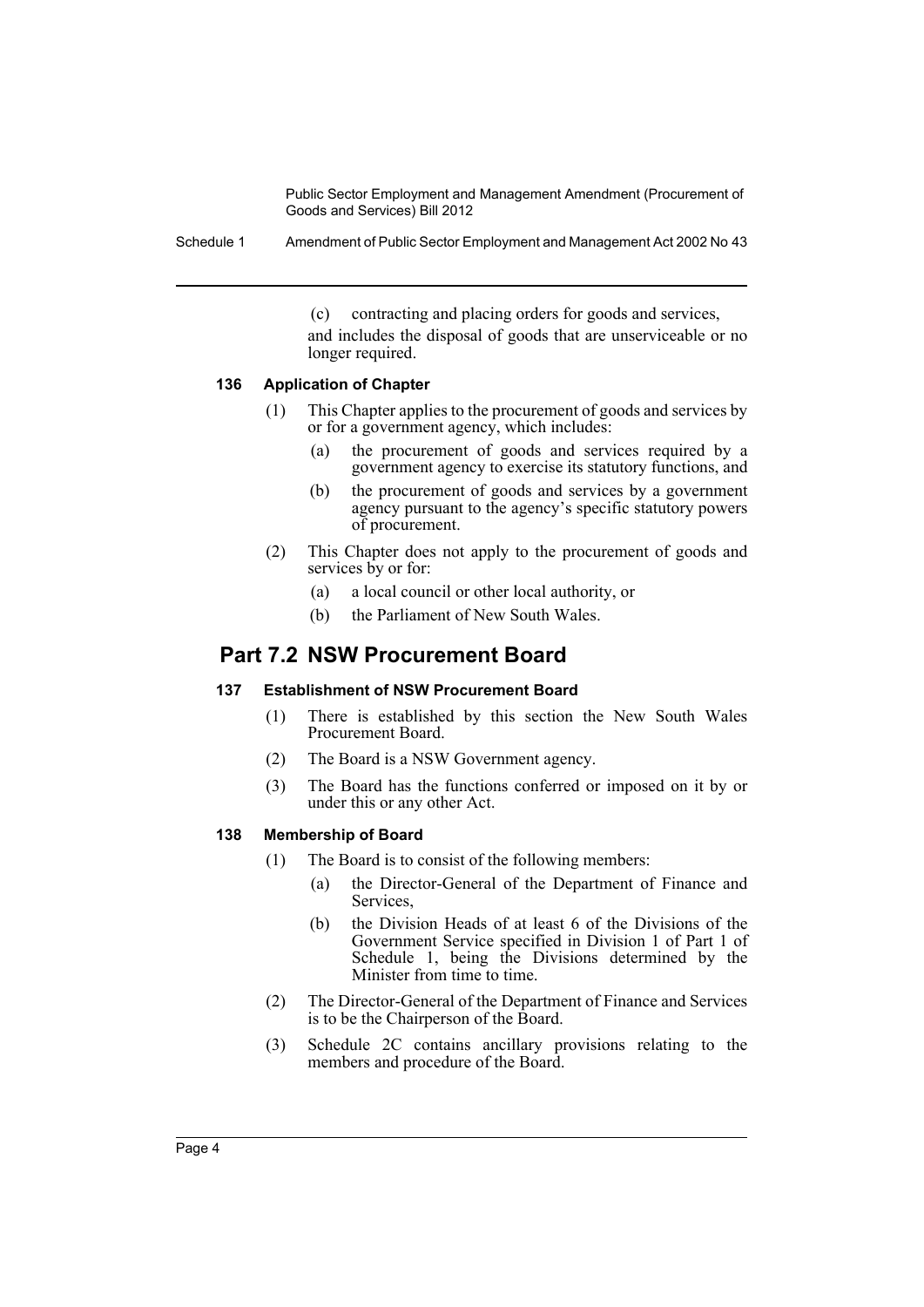(c) contracting and placing orders for goods and services,

and includes the disposal of goods that are unserviceable or no longer required.

#### 136 Application of Chapter

(1) This Chapter applies to the procurement of goods and services by or for a government agency, which includes:

(a) the procurement of goods and services required by a government agency to exercise its statutory functions, and

(b) the procurement of goods and services by a government agency pursuant to the agency's specific statutory powers of procurement.

(2) This Chapter does not apply to the procurement of goods and services by or for:

(a) a local council or other local authority, or

(b) the Parliament of New South Wales.

## Part 7.2 NSW Procurement Board

#### 137 Establishment of NSW Procurement Board

(1) There is established by this section the New South Wales Procurement Board.

(2) The Board is a NSW Government agency.

(3) The Board has the functions conferred or imposed on it by or under this or any other Act.

#### 138 Membership of Board

(1) The Board is to consist of the following members:

(a) the Director-General of the Department of Finance and Services,

(b) the Division Heads of at least 6 of the Divisions of the Government Service specified in Division 1 of Part 1 of Schedule 1, being the Divisions determined by the Minister from time to time.

(2) The Director-General of the Department of Finance and Services is to be the Chairperson of the Board.

(3) Schedule 2C contains ancillary provisions relating to the members and procedure of the Board.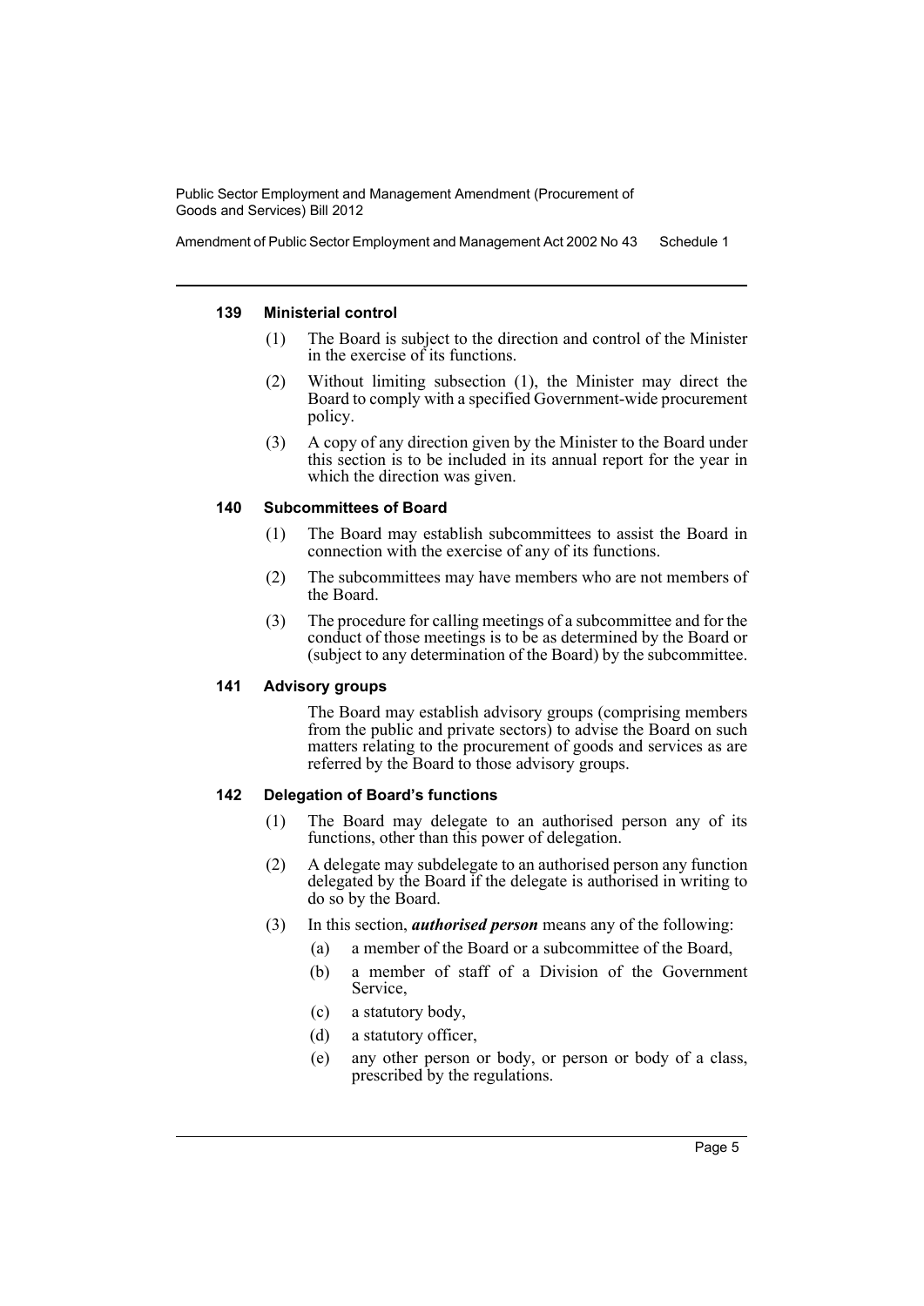#### 139 Ministerial control

(1) The Board is subject to the direction and control of the Minister in the exercise of its functions.

(2) Without limiting subsection (1), the Minister may direct the Board to comply with a specified Government-wide procurement policy.

(3) A copy of any direction given by the Minister to the Board under this section is to be included in its annual report for the year in which the direction was given.

#### 140 Subcommittees of Board

(1) The Board may establish subcommittees to assist the Board in connection with the exercise of any of its functions.

(2) The subcommittees may have members who are not members of the Board.

(3) The procedure for calling meetings of a subcommittee and for the conduct of those meetings is to be as determined by the Board or (subject to any determination of the Board) by the subcommittee.

#### 141 Advisory groups

The Board may establish advisory groups (comprising members from the public and private sectors) to advise the Board on such matters relating to the procurement of goods and services as are referred by the Board to those advisory groups.

#### 142 Delegation of Board's functions

(1) The Board may delegate to an authorised person any of its functions, other than this power of delegation.

(2) A delegate may subdelegate to an authorised person any function delegated by the Board if the delegate is authorised in writing to do so by the Board.

(3) In this section, ***authorised person*** means any of the following:

- (a) a member of the Board or a subcommittee of the Board,
- (b) a member of staff of a Division of the Government Service,
- (c) a statutory body,
- (d) a statutory officer,
- (e) any other person or body, or person or body of a class, prescribed by the regulations.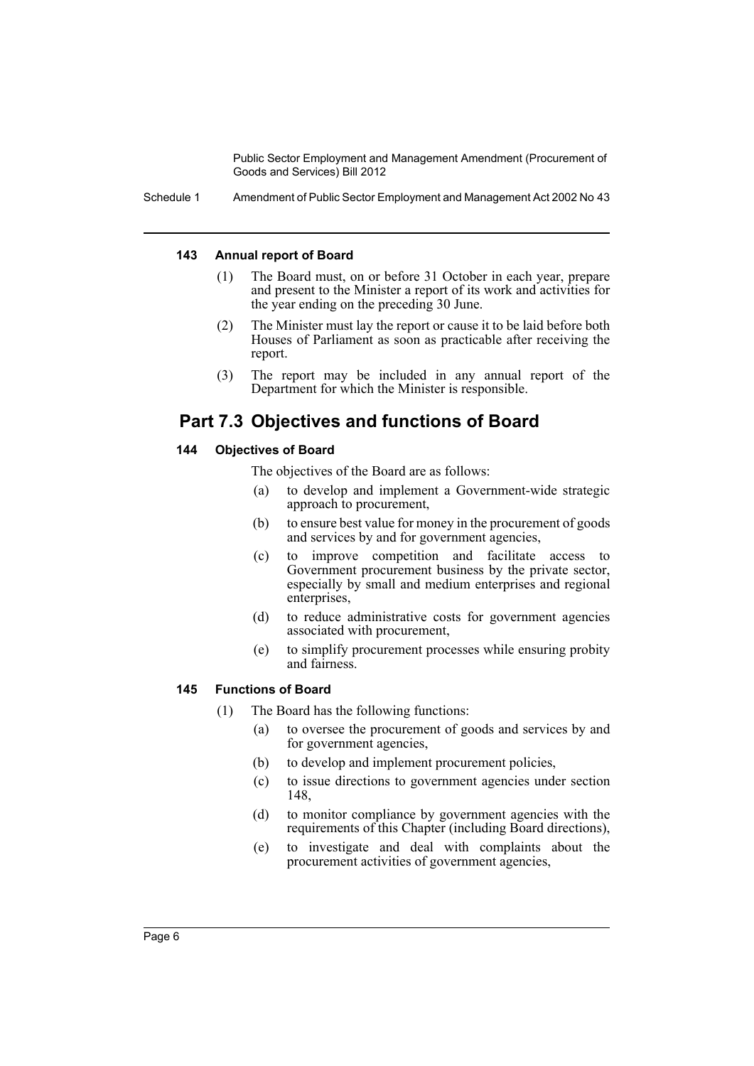#### 143 Annual report of Board

(1) The Board must, on or before 31 October in each year, prepare and present to the Minister a report of its work and activities for the year ending on the preceding 30 June.

(2) The Minister must lay the report or cause it to be laid before both Houses of Parliament as soon as practicable after receiving the report.

(3) The report may be included in any annual report of the Department for which the Minister is responsible.

## Part 7.3 Objectives and functions of Board

#### 144 Objectives of Board

The objectives of the Board are as follows:

(a) to develop and implement a Government-wide strategic approach to procurement,

(b) to ensure best value for money in the procurement of goods and services by and for government agencies,

(c) to improve competition and facilitate access to Government procurement business by the private sector, especially by small and medium enterprises and regional enterprises,

(d) to reduce administrative costs for government agencies associated with procurement,

(e) to simplify procurement processes while ensuring probity and fairness.

#### 145 Functions of Board

(1) The Board has the following functions:

(a) to oversee the procurement of goods and services by and for government agencies,

(b) to develop and implement procurement policies,

(c) to issue directions to government agencies under section 148,

(d) to monitor compliance by government agencies with the requirements of this Chapter (including Board directions),

(e) to investigate and deal with complaints about the procurement activities of government agencies,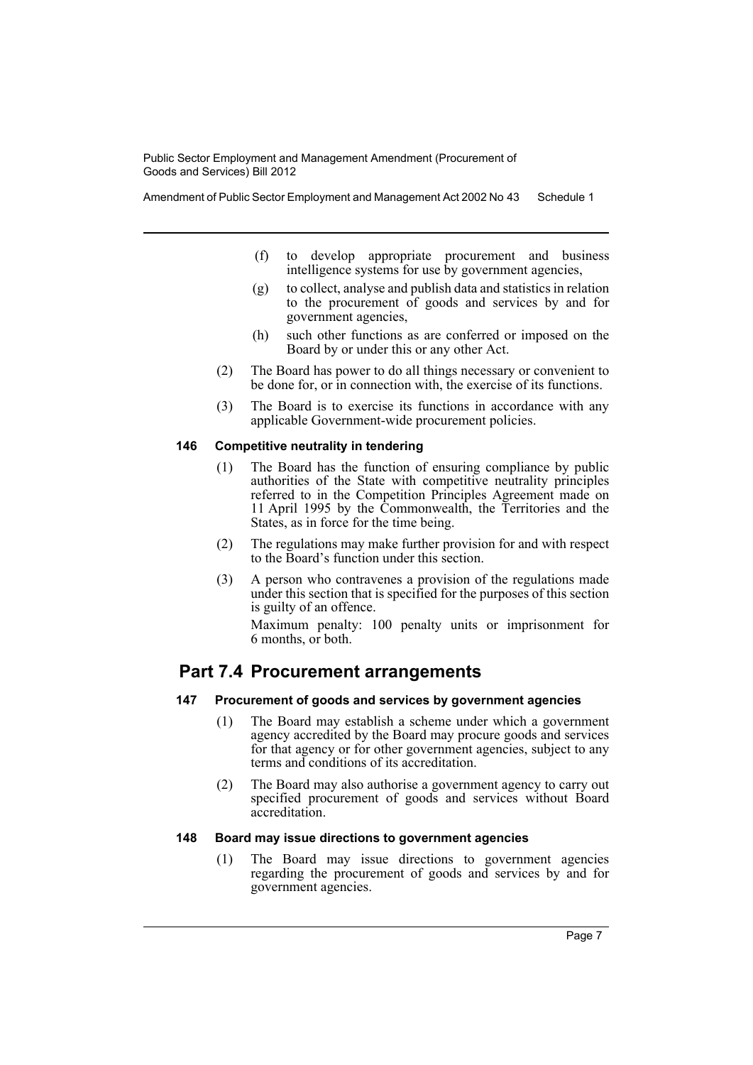(f) to develop appropriate procurement and business intelligence systems for use by government agencies,

(g) to collect, analyse and publish data and statistics in relation to the procurement of goods and services by and for government agencies,

(h) such other functions as are conferred or imposed on the Board by or under this or any other Act.

(2) The Board has power to do all things necessary or convenient to be done for, or in connection with, the exercise of its functions.

(3) The Board is to exercise its functions in accordance with any applicable Government-wide procurement policies.

#### 146 Competitive neutrality in tendering

(1) The Board has the function of ensuring compliance by public authorities of the State with competitive neutrality principles referred to in the Competition Principles Agreement made on 11 April 1995 by the Commonwealth, the Territories and the States, as in force for the time being.

(2) The regulations may make further provision for and with respect to the Board's function under this section.

(3) A person who contravenes a provision of the regulations made under this section that is specified for the purposes of this section is guilty of an offence.

Maximum penalty: 100 penalty units or imprisonment for 6 months, or both.

## Part 7.4 Procurement arrangements

#### 147 Procurement of goods and services by government agencies

(1) The Board may establish a scheme under which a government agency accredited by the Board may procure goods and services for that agency or for other government agencies, subject to any terms and conditions of its accreditation.

(2) The Board may also authorise a government agency to carry out specified procurement of goods and services without Board accreditation.

#### 148 Board may issue directions to government agencies

(1) The Board may issue directions to government agencies regarding the procurement of goods and services by and for government agencies.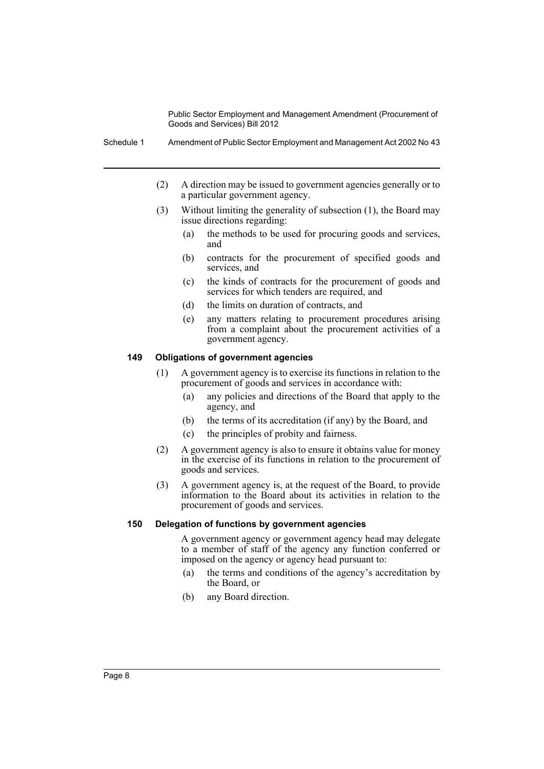(2) A direction may be issued to government agencies generally or to a particular government agency.

(3) Without limiting the generality of subsection (1), the Board may issue directions regarding:

- (a) the methods to be used for procuring goods and services, and
- (b) contracts for the procurement of specified goods and services, and
- (c) the kinds of contracts for the procurement of goods and services for which tenders are required, and
- (d) the limits on duration of contracts, and
- (e) any matters relating to procurement procedures arising from a complaint about the procurement activities of a government agency.

### 149 Obligations of government agencies

(1) A government agency is to exercise its functions in relation to the procurement of goods and services in accordance with:

- (a) any policies and directions of the Board that apply to the agency, and
- (b) the terms of its accreditation (if any) by the Board, and
- (c) the principles of probity and fairness.

(2) A government agency is also to ensure it obtains value for money in the exercise of its functions in relation to the procurement of goods and services.

(3) A government agency is, at the request of the Board, to provide information to the Board about its activities in relation to the procurement of goods and services.

### 150 Delegation of functions by government agencies

A government agency or government agency head may delegate to a member of staff of the agency any function conferred or imposed on the agency or agency head pursuant to:

- (a) the terms and conditions of the agency's accreditation by the Board, or
- (b) any Board direction.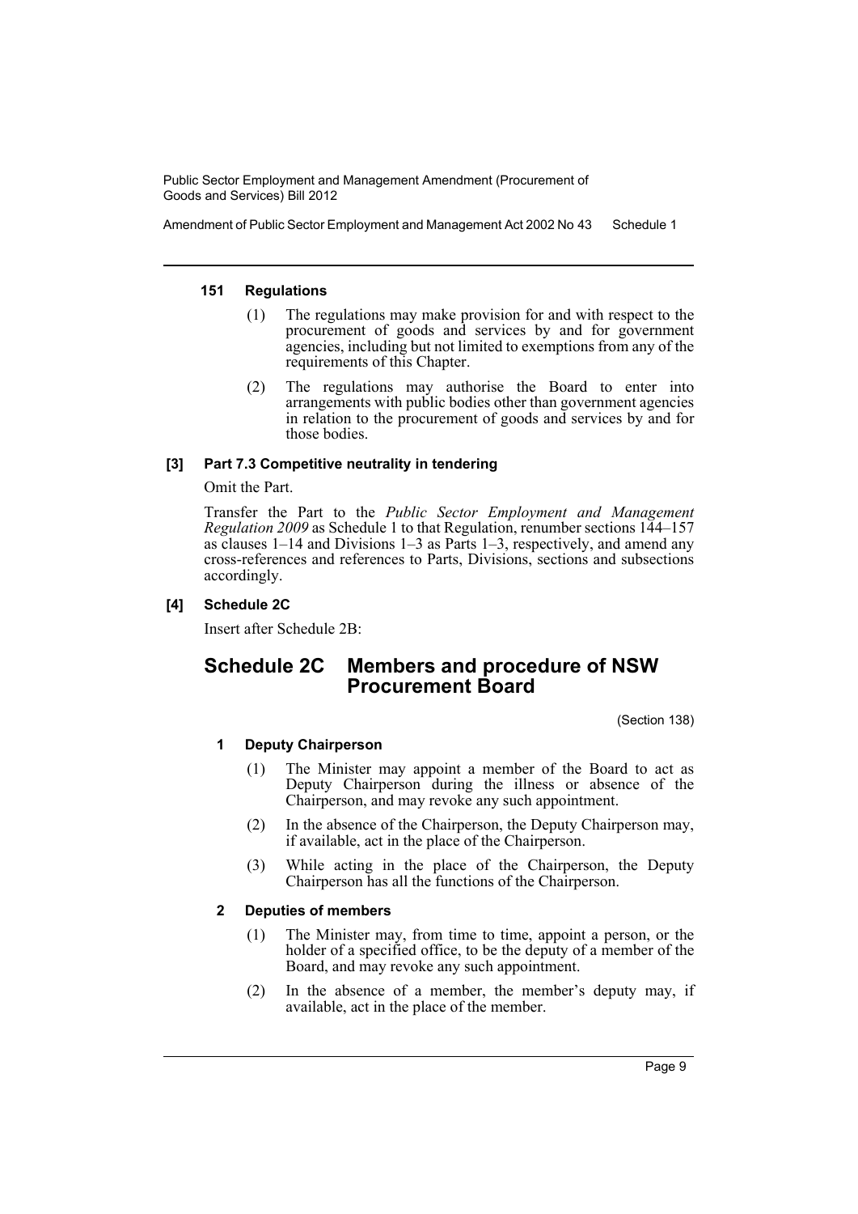#### 151 Regulations

(1) The regulations may make provision for and with respect to the procurement of goods and services by and for government agencies, including but not limited to exemptions from any of the requirements of this Chapter.

(2) The regulations may authorise the Board to enter into arrangements with public bodies other than government agencies in relation to the procurement of goods and services by and for those bodies.

#### [3] Part 7.3 Competitive neutrality in tendering

Omit the Part.

Transfer the Part to the *Public Sector Employment and Management Regulation 2009* as Schedule 1 to that Regulation, renumber sections 144–157 as clauses 1–14 and Divisions 1–3 as Parts 1–3, respectively, and amend any cross-references and references to Parts, Divisions, sections and subsections accordingly.

#### [4] Schedule 2C

Insert after Schedule 2B:

## Schedule 2C Members and procedure of NSW Procurement Board

(Section 138)

#### 1 Deputy Chairperson

(1) The Minister may appoint a member of the Board to act as Deputy Chairperson during the illness or absence of the Chairperson, and may revoke any such appointment.

(2) In the absence of the Chairperson, the Deputy Chairperson may, if available, act in the place of the Chairperson.

(3) While acting in the place of the Chairperson, the Deputy Chairperson has all the functions of the Chairperson.

#### 2 Deputies of members

(1) The Minister may, from time to time, appoint a person, or the holder of a specified office, to be the deputy of a member of the Board, and may revoke any such appointment.

(2) In the absence of a member, the member's deputy may, if available, act in the place of the member.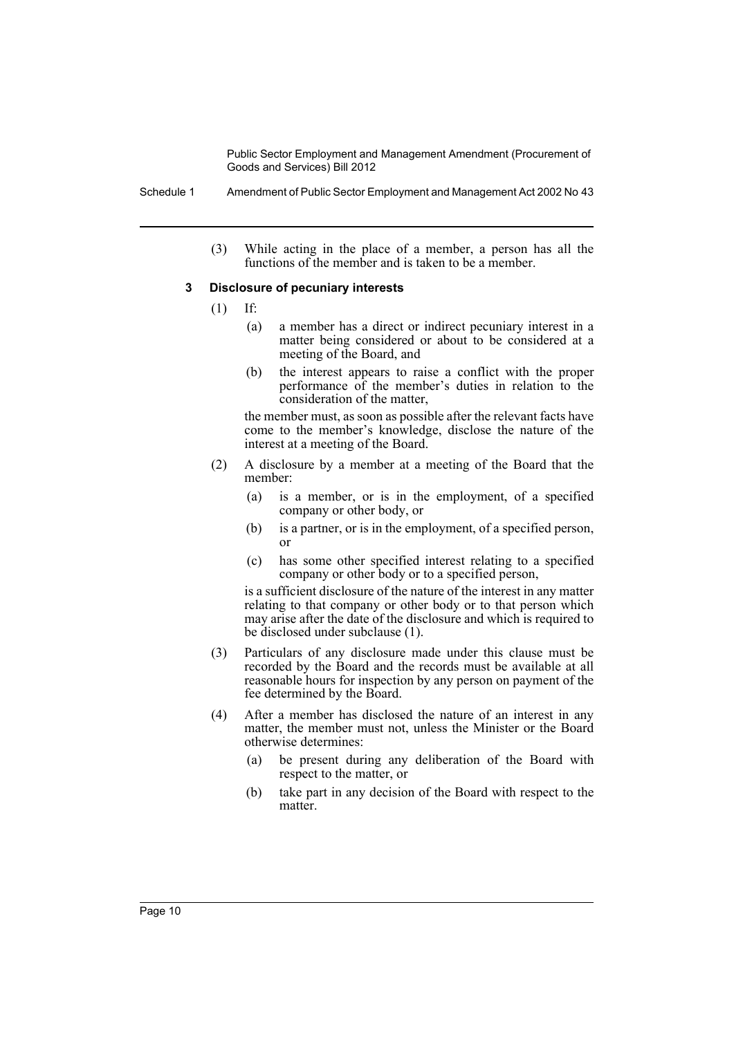(3) While acting in the place of a member, a person has all the functions of the member and is taken to be a member.

### 3 Disclosure of pecuniary interests

(1) If:

(a) a member has a direct or indirect pecuniary interest in a matter being considered or about to be considered at a meeting of the Board, and

(b) the interest appears to raise a conflict with the proper performance of the member's duties in relation to the consideration of the matter,

the member must, as soon as possible after the relevant facts have come to the member's knowledge, disclose the nature of the interest at a meeting of the Board.

(2) A disclosure by a member at a meeting of the Board that the member:

(a) is a member, or is in the employment, of a specified company or other body, or

(b) is a partner, or is in the employment, of a specified person, or

(c) has some other specified interest relating to a specified company or other body or to a specified person,

is a sufficient disclosure of the nature of the interest in any matter relating to that company or other body or to that person which may arise after the date of the disclosure and which is required to be disclosed under subclause (1).

(3) Particulars of any disclosure made under this clause must be recorded by the Board and the records must be available at all reasonable hours for inspection by any person on payment of the fee determined by the Board.

(4) After a member has disclosed the nature of an interest in any matter, the member must not, unless the Minister or the Board otherwise determines:

(a) be present during any deliberation of the Board with respect to the matter, or

(b) take part in any decision of the Board with respect to the matter.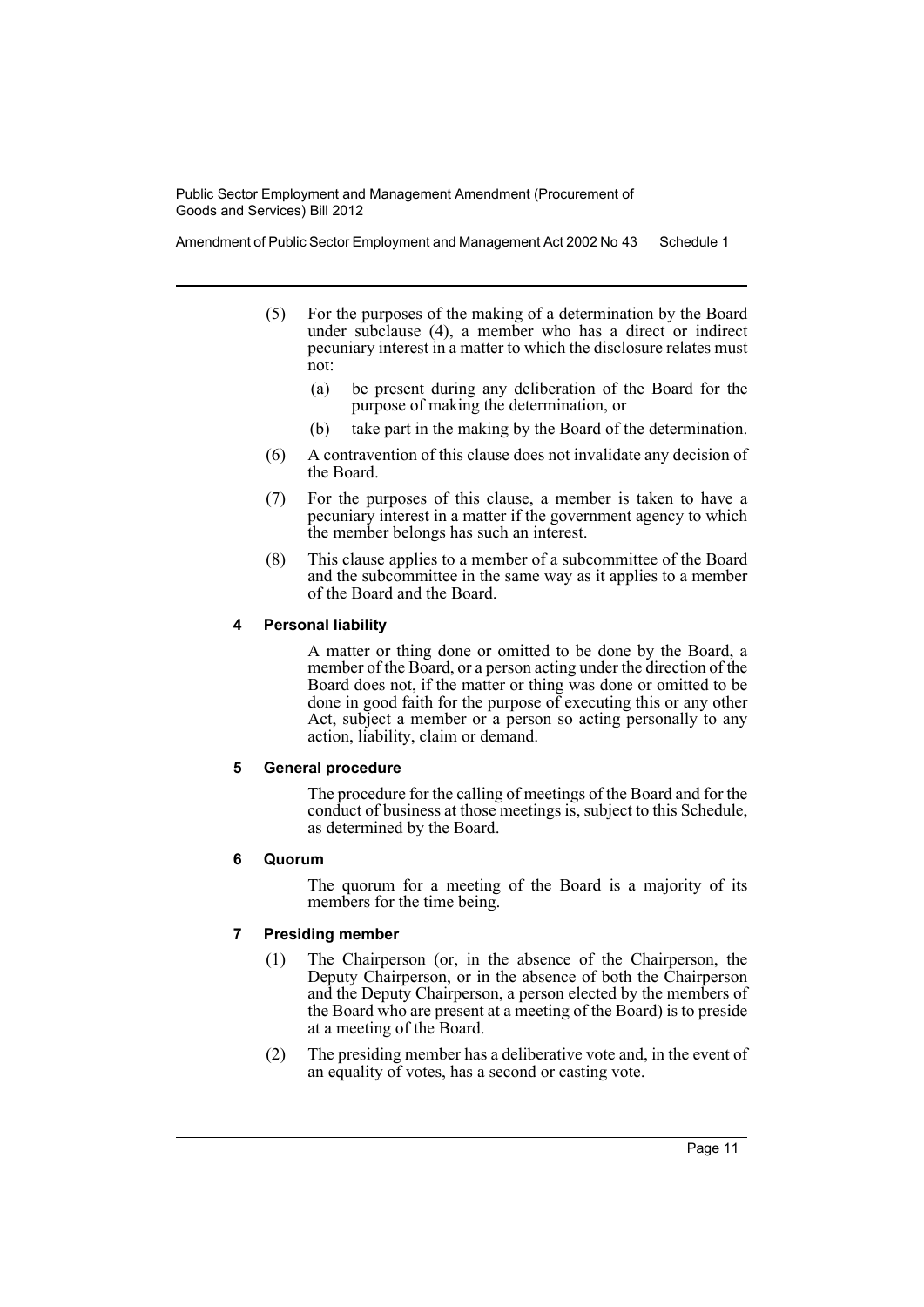(5) For the purposes of the making of a determination by the Board under subclause (4), a member who has a direct or indirect pecuniary interest in a matter to which the disclosure relates must not:

  (a) be present during any deliberation of the Board for the purpose of making the determination, or

  (b) take part in the making by the Board of the determination.

(6) A contravention of this clause does not invalidate any decision of the Board.

(7) For the purposes of this clause, a member is taken to have a pecuniary interest in a matter if the government agency to which the member belongs has such an interest.

(8) This clause applies to a member of a subcommittee of the Board and the subcommittee in the same way as it applies to a member of the Board and the Board.

#### 4 Personal liability

A matter or thing done or omitted to be done by the Board, a member of the Board, or a person acting under the direction of the Board does not, if the matter or thing was done or omitted to be done in good faith for the purpose of executing this or any other Act, subject a member or a person so acting personally to any action, liability, claim or demand.

#### 5 General procedure

The procedure for the calling of meetings of the Board and for the conduct of business at those meetings is, subject to this Schedule, as determined by the Board.

#### 6 Quorum

The quorum for a meeting of the Board is a majority of its members for the time being.

#### 7 Presiding member

(1) The Chairperson (or, in the absence of the Chairperson, the Deputy Chairperson, or in the absence of both the Chairperson and the Deputy Chairperson, a person elected by the members of the Board who are present at a meeting of the Board) is to preside at a meeting of the Board.

(2) The presiding member has a deliberative vote and, in the event of an equality of votes, has a second or casting vote.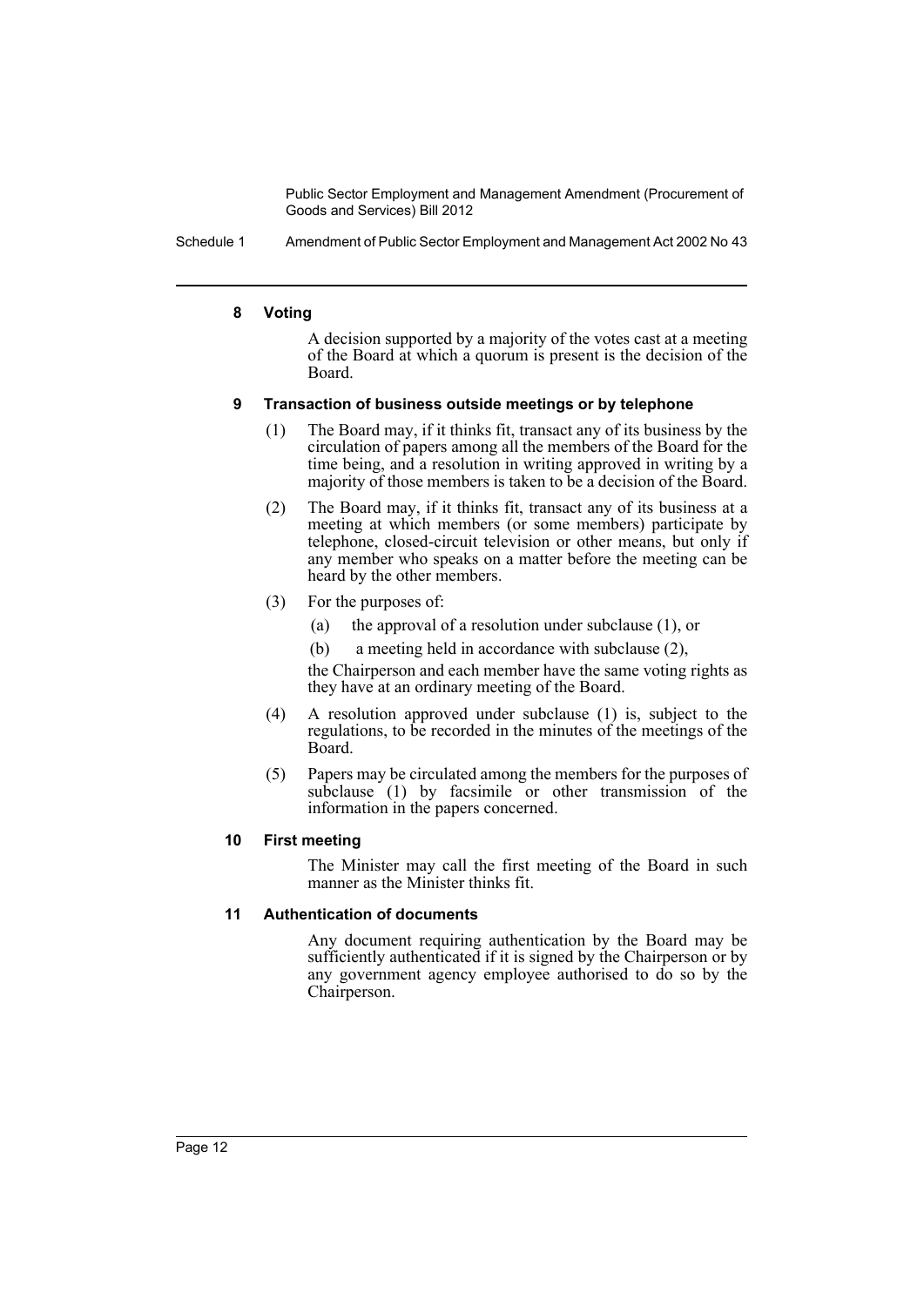#### 8 Voting

A decision supported by a majority of the votes cast at a meeting of the Board at which a quorum is present is the decision of the Board.

#### 9 Transaction of business outside meetings or by telephone

(1) The Board may, if it thinks fit, transact any of its business by the circulation of papers among all the members of the Board for the time being, and a resolution in writing approved in writing by a majority of those members is taken to be a decision of the Board.

(2) The Board may, if it thinks fit, transact any of its business at a meeting at which members (or some members) participate by telephone, closed-circuit television or other means, but only if any member who speaks on a matter before the meeting can be heard by the other members.

(3) For the purposes of:

- (a) the approval of a resolution under subclause (1), or
- (b) a meeting held in accordance with subclause (2),

the Chairperson and each member have the same voting rights as they have at an ordinary meeting of the Board.

(4) A resolution approved under subclause (1) is, subject to the regulations, to be recorded in the minutes of the meetings of the Board.

(5) Papers may be circulated among the members for the purposes of subclause (1) by facsimile or other transmission of the information in the papers concerned.

#### 10 First meeting

The Minister may call the first meeting of the Board in such manner as the Minister thinks fit.

#### 11 Authentication of documents

Any document requiring authentication by the Board may be sufficiently authenticated if it is signed by the Chairperson or by any government agency employee authorised to do so by the Chairperson.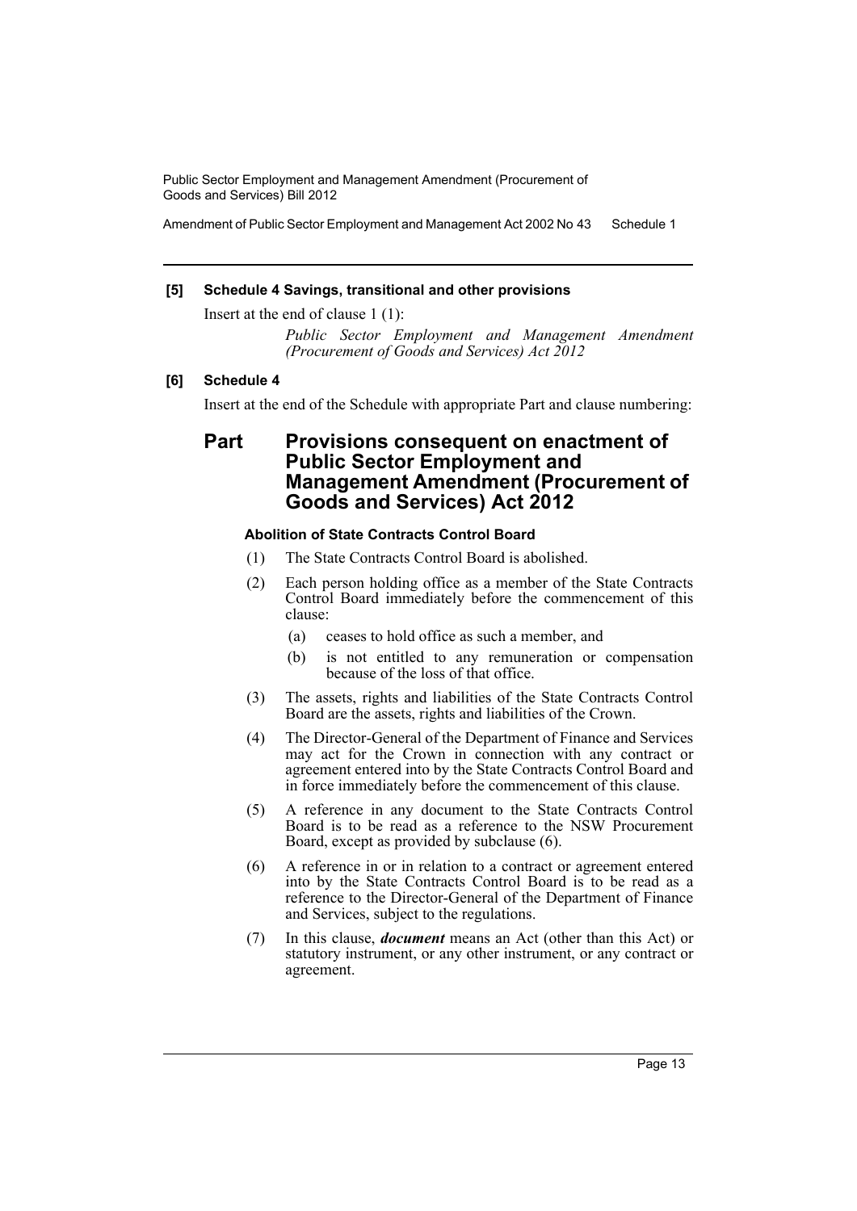**[5] Schedule 4 Savings, transitional and other provisions**

Insert at the end of clause 1 (1):

*Public Sector Employment and Management Amendment (Procurement of Goods and Services) Act 2012*

**[6] Schedule 4**

Insert at the end of the Schedule with appropriate Part and clause numbering:

## Part Provisions consequent on enactment of Public Sector Employment and Management Amendment (Procurement of Goods and Services) Act 2012

**Abolition of State Contracts Control Board**

(1) The State Contracts Control Board is abolished.

(2) Each person holding office as a member of the State Contracts Control Board immediately before the commencement of this clause:

  (a) ceases to hold office as such a member, and

  (b) is not entitled to any remuneration or compensation because of the loss of that office.

(3) The assets, rights and liabilities of the State Contracts Control Board are the assets, rights and liabilities of the Crown.

(4) The Director-General of the Department of Finance and Services may act for the Crown in connection with any contract or agreement entered into by the State Contracts Control Board and in force immediately before the commencement of this clause.

(5) A reference in any document to the State Contracts Control Board is to be read as a reference to the NSW Procurement Board, except as provided by subclause (6).

(6) A reference in or in relation to a contract or agreement entered into by the State Contracts Control Board is to be read as a reference to the Director-General of the Department of Finance and Services, subject to the regulations.

(7) In this clause, ***document*** means an Act (other than this Act) or statutory instrument, or any other instrument, or any contract or agreement.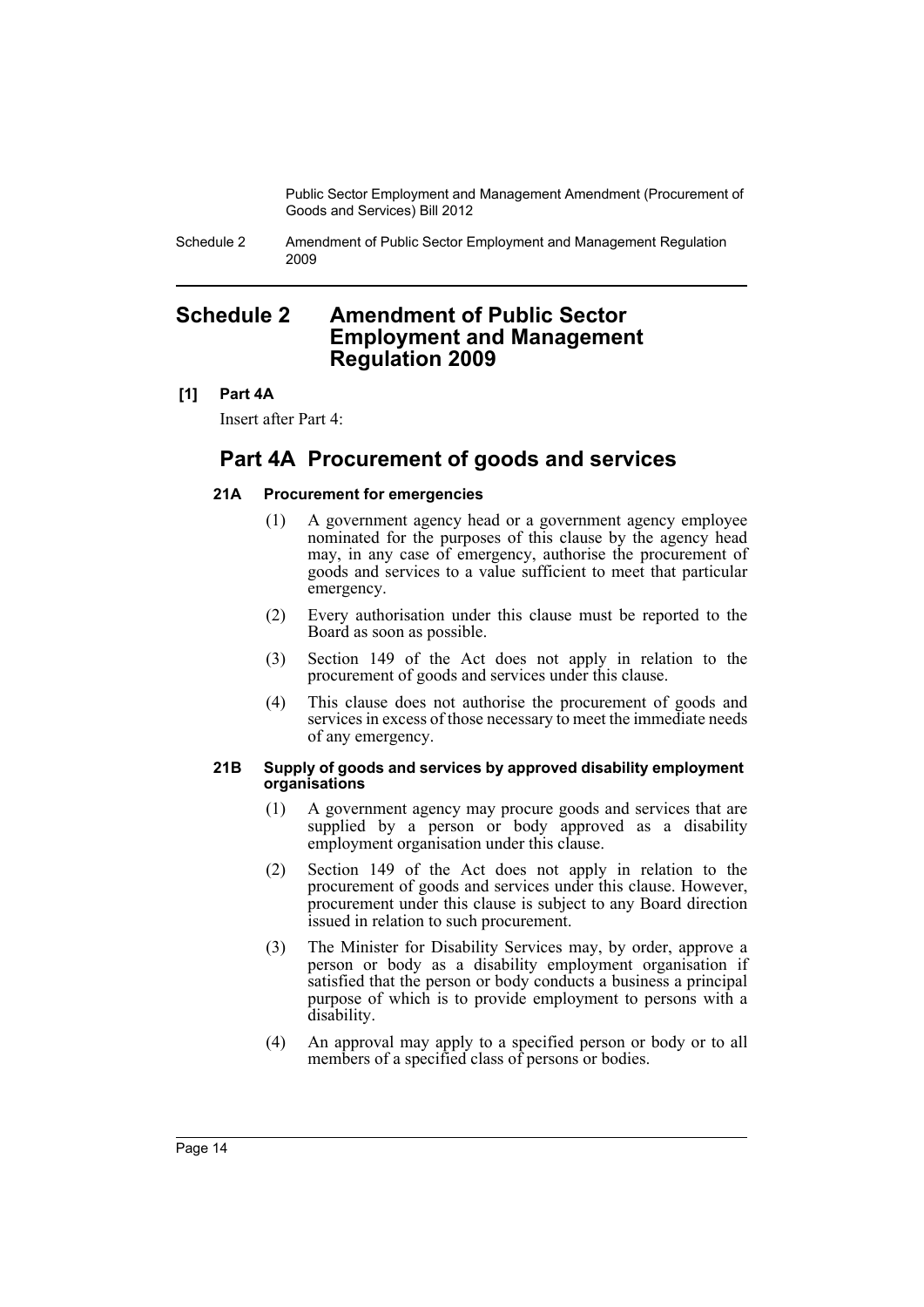# Schedule 2 Amendment of Public Sector Employment and Management Regulation 2009

**[1] Part 4A**

Insert after Part 4:

## Part 4A Procurement of goods and services

### 21A Procurement for emergencies

(1) A government agency head or a government agency employee nominated for the purposes of this clause by the agency head may, in any case of emergency, authorise the procurement of goods and services to a value sufficient to meet that particular emergency.

(2) Every authorisation under this clause must be reported to the Board as soon as possible.

(3) Section 149 of the Act does not apply in relation to the procurement of goods and services under this clause.

(4) This clause does not authorise the procurement of goods and services in excess of those necessary to meet the immediate needs of any emergency.

### 21B Supply of goods and services by approved disability employment organisations

(1) A government agency may procure goods and services that are supplied by a person or body approved as a disability employment organisation under this clause.

(2) Section 149 of the Act does not apply in relation to the procurement of goods and services under this clause. However, procurement under this clause is subject to any Board direction issued in relation to such procurement.

(3) The Minister for Disability Services may, by order, approve a person or body as a disability employment organisation if satisfied that the person or body conducts a business a principal purpose of which is to provide employment to persons with a disability.

(4) An approval may apply to a specified person or body or to all members of a specified class of persons or bodies.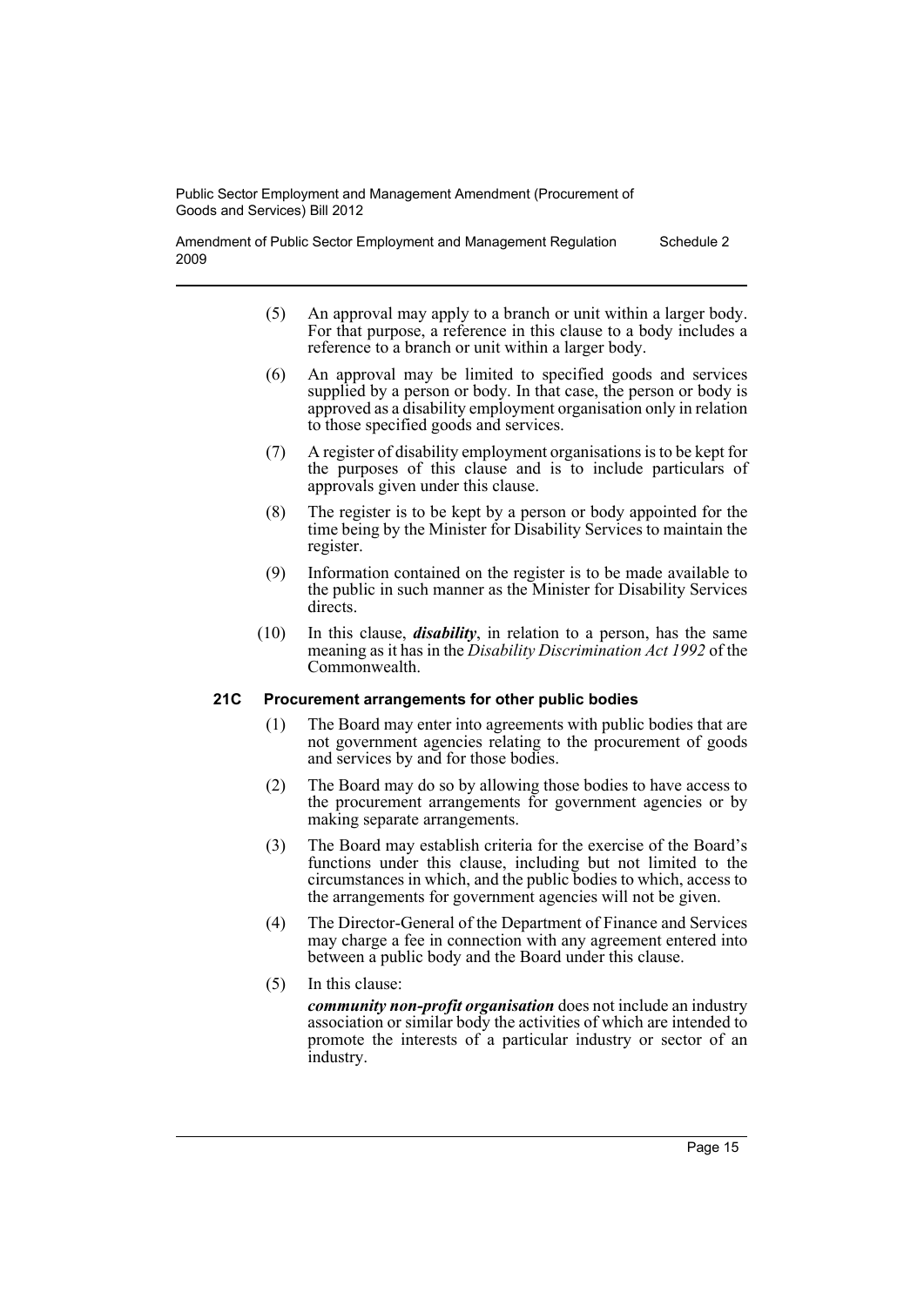(5) An approval may apply to a branch or unit within a larger body. For that purpose, a reference in this clause to a body includes a reference to a branch or unit within a larger body.

(6) An approval may be limited to specified goods and services supplied by a person or body. In that case, the person or body is approved as a disability employment organisation only in relation to those specified goods and services.

(7) A register of disability employment organisations is to be kept for the purposes of this clause and is to include particulars of approvals given under this clause.

(8) The register is to be kept by a person or body appointed for the time being by the Minister for Disability Services to maintain the register.

(9) Information contained on the register is to be made available to the public in such manner as the Minister for Disability Services directs.

(10) In this clause, ***disability***, in relation to a person, has the same meaning as it has in the *Disability Discrimination Act 1992* of the Commonwealth.

**21C Procurement arrangements for other public bodies**

(1) The Board may enter into agreements with public bodies that are not government agencies relating to the procurement of goods and services by and for those bodies.

(2) The Board may do so by allowing those bodies to have access to the procurement arrangements for government agencies or by making separate arrangements.

(3) The Board may establish criteria for the exercise of the Board's functions under this clause, including but not limited to the circumstances in which, and the public bodies to which, access to the arrangements for government agencies will not be given.

(4) The Director-General of the Department of Finance and Services may charge a fee in connection with any agreement entered into between a public body and the Board under this clause.

(5) In this clause:

***community non-profit organisation*** does not include an industry association or similar body the activities of which are intended to promote the interests of a particular industry or sector of an industry.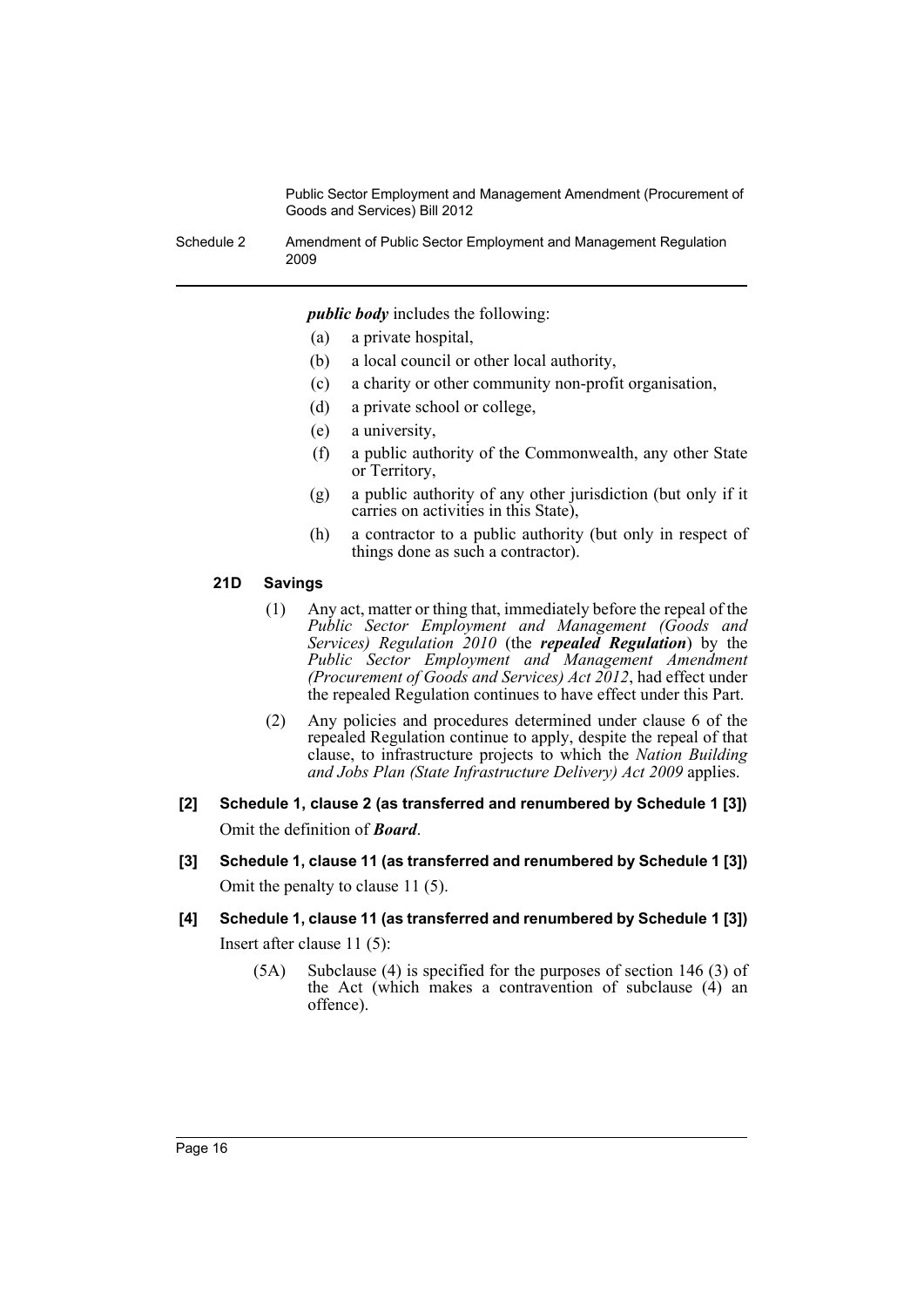***public body*** includes the following:

- (a) a private hospital,
- (b) a local council or other local authority,
- (c) a charity or other community non-profit organisation,
- (d) a private school or college,
- (e) a university,
- (f) a public authority of the Commonwealth, any other State or Territory,
- (g) a public authority of any other jurisdiction (but only if it carries on activities in this State),
- (h) a contractor to a public authority (but only in respect of things done as such a contractor).

### 21D Savings

(1) Any act, matter or thing that, immediately before the repeal of the *Public Sector Employment and Management (Goods and Services) Regulation 2010* (the ***repealed Regulation***) by the *Public Sector Employment and Management Amendment (Procurement of Goods and Services) Act 2012*, had effect under the repealed Regulation continues to have effect under this Part.

(2) Any policies and procedures determined under clause 6 of the repealed Regulation continue to apply, despite the repeal of that clause, to infrastructure projects to which the *Nation Building and Jobs Plan (State Infrastructure Delivery) Act 2009* applies.

**[2] Schedule 1, clause 2 (as transferred and renumbered by Schedule 1 [3])**

Omit the definition of ***Board***.

**[3] Schedule 1, clause 11 (as transferred and renumbered by Schedule 1 [3])**

Omit the penalty to clause 11 (5).

**[4] Schedule 1, clause 11 (as transferred and renumbered by Schedule 1 [3])**

Insert after clause 11 (5):

(5A) Subclause (4) is specified for the purposes of section 146 (3) of the Act (which makes a contravention of subclause (4) an offence).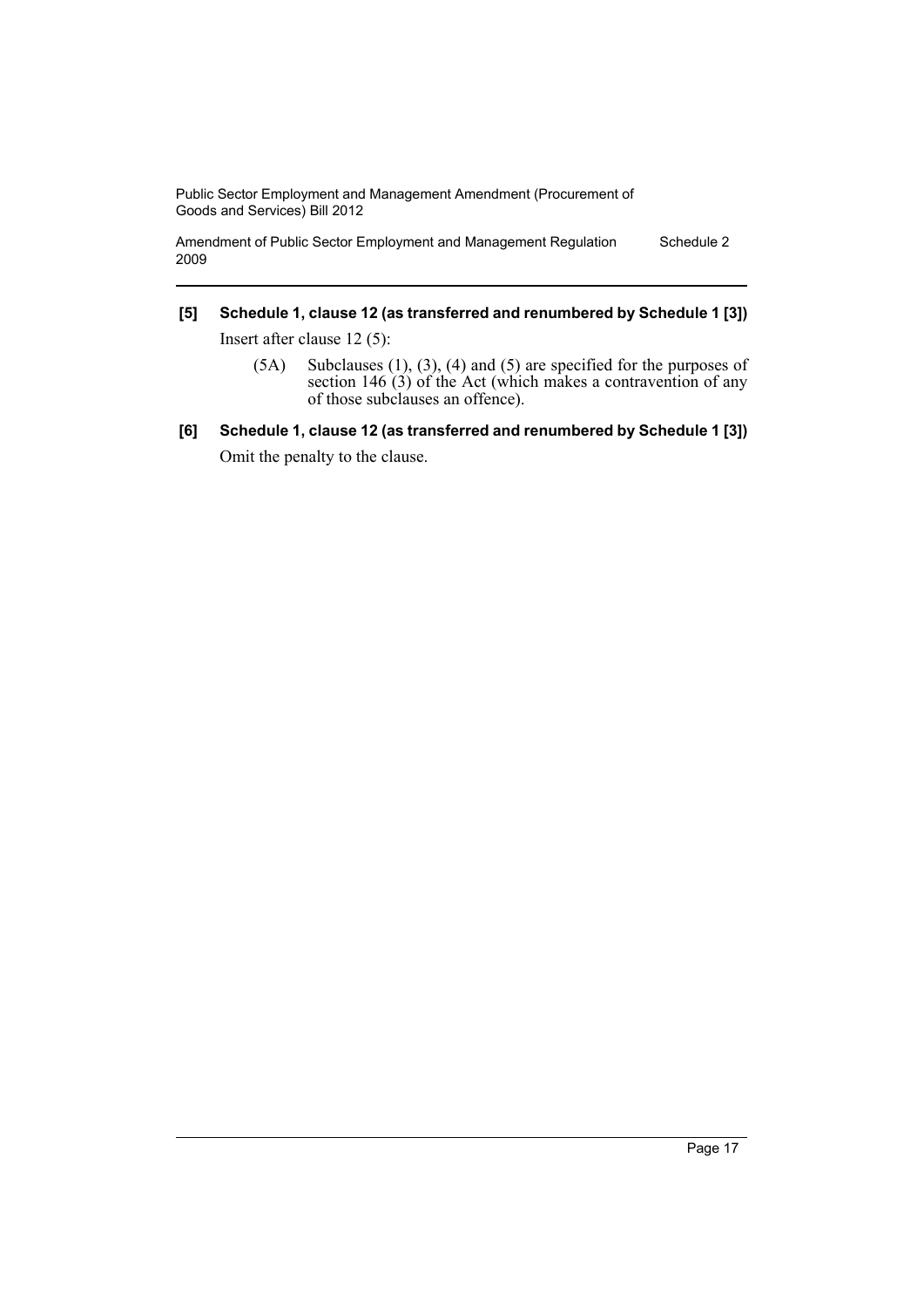**[5] Schedule 1, clause 12 (as transferred and renumbered by Schedule 1 [3])**

Insert after clause 12 (5):

(5A) Subclauses (1), (3), (4) and (5) are specified for the purposes of section 146 (3) of the Act (which makes a contravention of any of those subclauses an offence).

**[6] Schedule 1, clause 12 (as transferred and renumbered by Schedule 1 [3])**

Omit the penalty to the clause.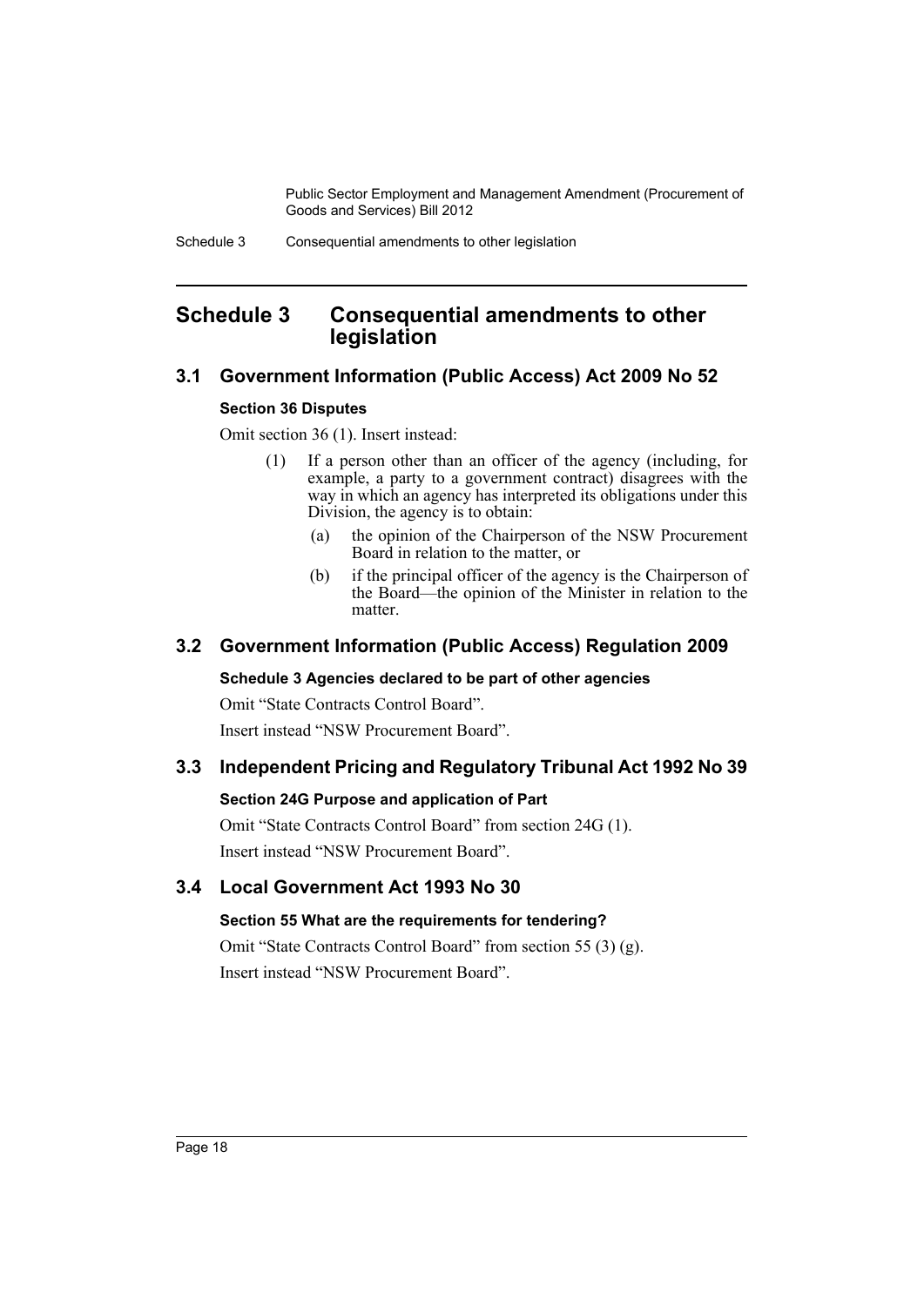# Schedule 3 Consequential amendments to other legislation

## 3.1 Government Information (Public Access) Act 2009 No 52

### Section 36 Disputes

Omit section 36 (1). Insert instead:

(1) If a person other than an officer of the agency (including, for example, a party to a government contract) disagrees with the way in which an agency has interpreted its obligations under this Division, the agency is to obtain:

  (a) the opinion of the Chairperson of the NSW Procurement Board in relation to the matter, or

  (b) if the principal officer of the agency is the Chairperson of the Board—the opinion of the Minister in relation to the matter.

## 3.2 Government Information (Public Access) Regulation 2009

### Schedule 3 Agencies declared to be part of other agencies

Omit "State Contracts Control Board".

Insert instead "NSW Procurement Board".

## 3.3 Independent Pricing and Regulatory Tribunal Act 1992 No 39

### Section 24G Purpose and application of Part

Omit "State Contracts Control Board" from section 24G (1).

Insert instead "NSW Procurement Board".

## 3.4 Local Government Act 1993 No 30

### Section 55 What are the requirements for tendering?

Omit "State Contracts Control Board" from section 55 (3) (g).

Insert instead "NSW Procurement Board".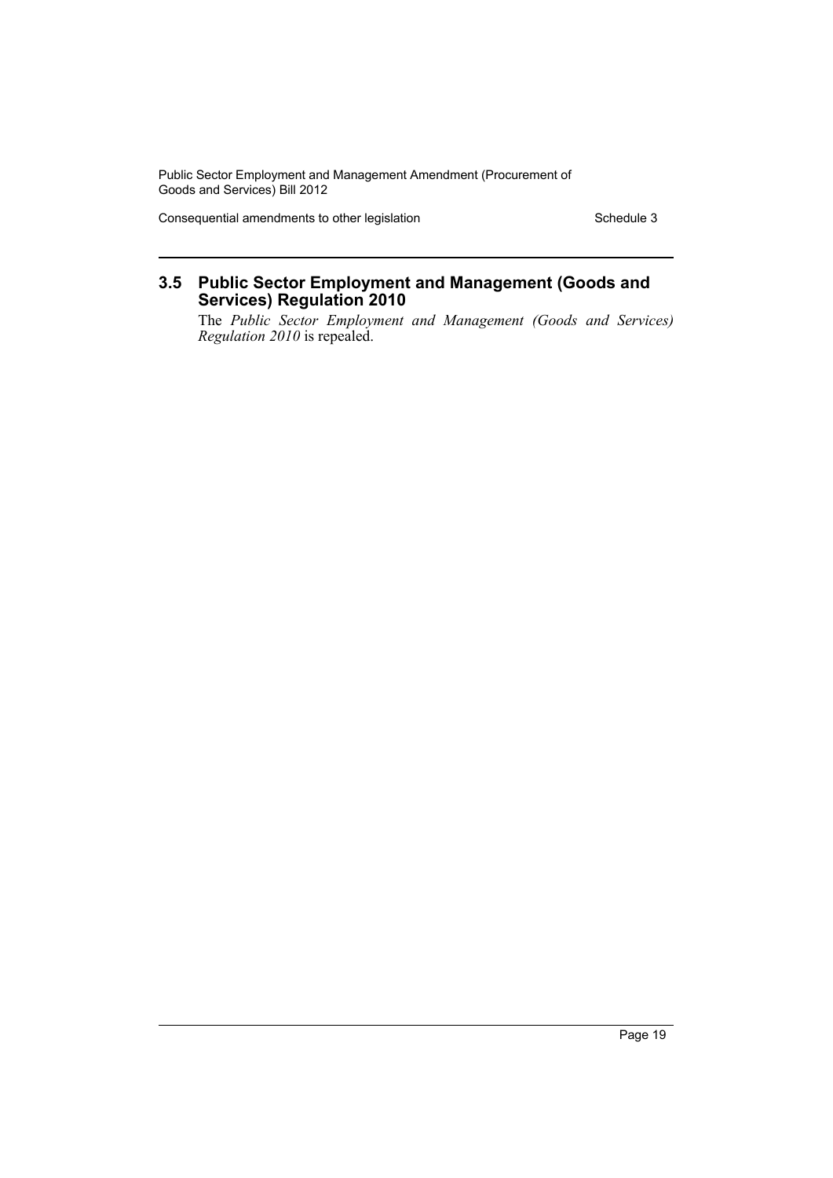## 3.5 Public Sector Employment and Management (Goods and Services) Regulation 2010

The *Public Sector Employment and Management (Goods and Services) Regulation 2010* is repealed.